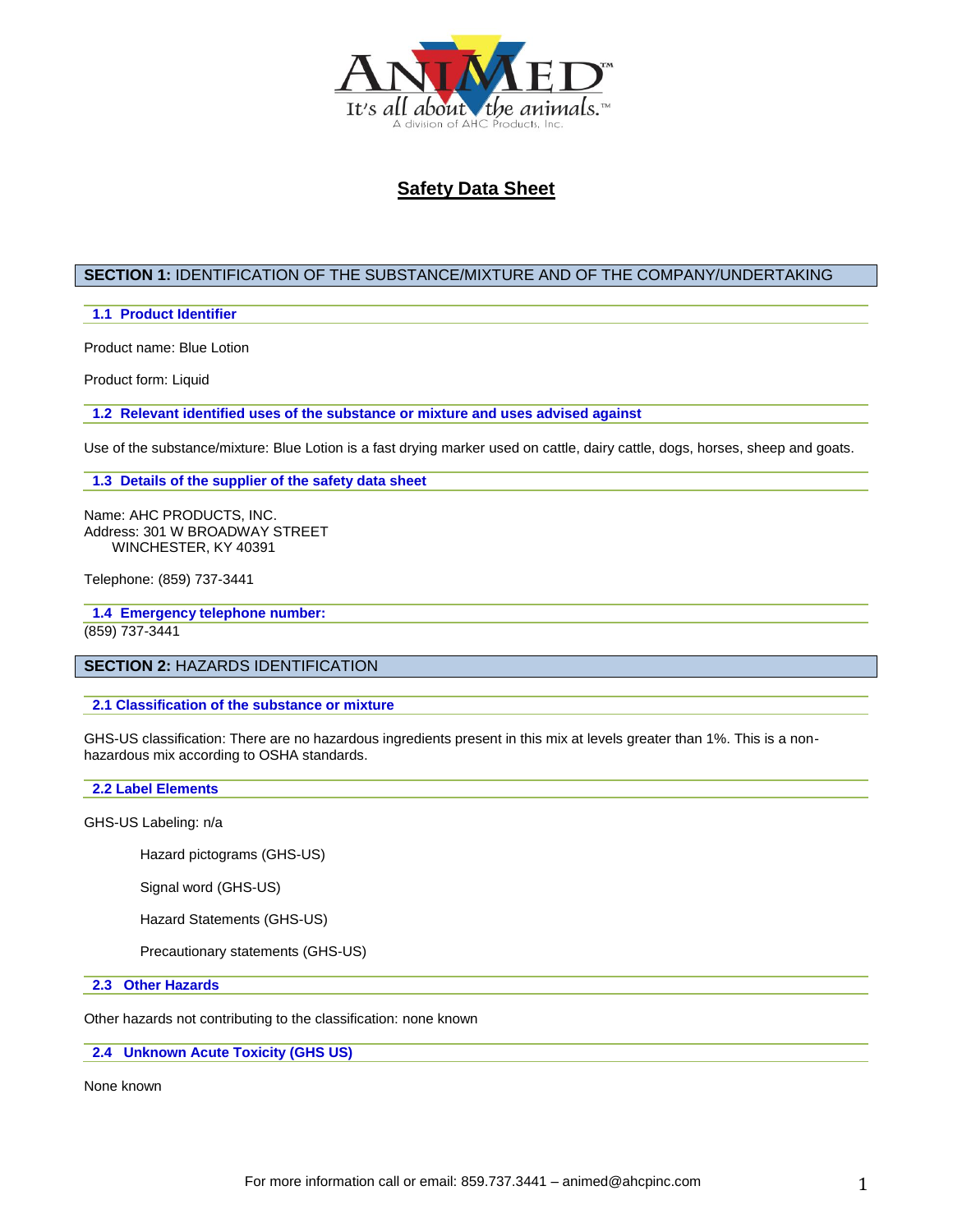# Safety Data Sheet

## SECTION 1: IDENTIFICATION OF THE SUBSTANCE/MIXTURE AND OF THE COMPANY/UNDERTAKING

### 1.1 Product Identifier

Product name: Blue Lotion

Product form: Liquid

### 1.2 Relevant identified uses of the substance or mixture and uses advised against

Use of the substance/mixture: Blue Lotion is a fast drying marker used on cattle, dairy cattle, dogs, horses, sheep and goats.

### 1.3 Details of the supplier of the safety data sheet

Name: AHC PRODUCTS, INC.
Address: 301 W BROADWAY STREET
WINCHESTER, KY 40391

Telephone: (859) 737-3441

### 1.4 Emergency telephone number:

(859) 737-3441

## SECTION 2: HAZARDS IDENTIFICATION

### 2.1 Classification of the substance or mixture

GHS-US classification: There are no hazardous ingredients present in this mix at levels greater than 1%. This is a non-hazardous mix according to OSHA standards.

### 2.2 Label Elements

GHS-US Labeling: n/a

Hazard pictograms (GHS-US)

Signal word (GHS-US)

Hazard Statements (GHS-US)

Precautionary statements (GHS-US)

### 2.3 Other Hazards

Other hazards not contributing to the classification: none known

### 2.4 Unknown Acute Toxicity (GHS US)

None known

For more information call or email: 859.737.3441 – animed@ahcpinc.com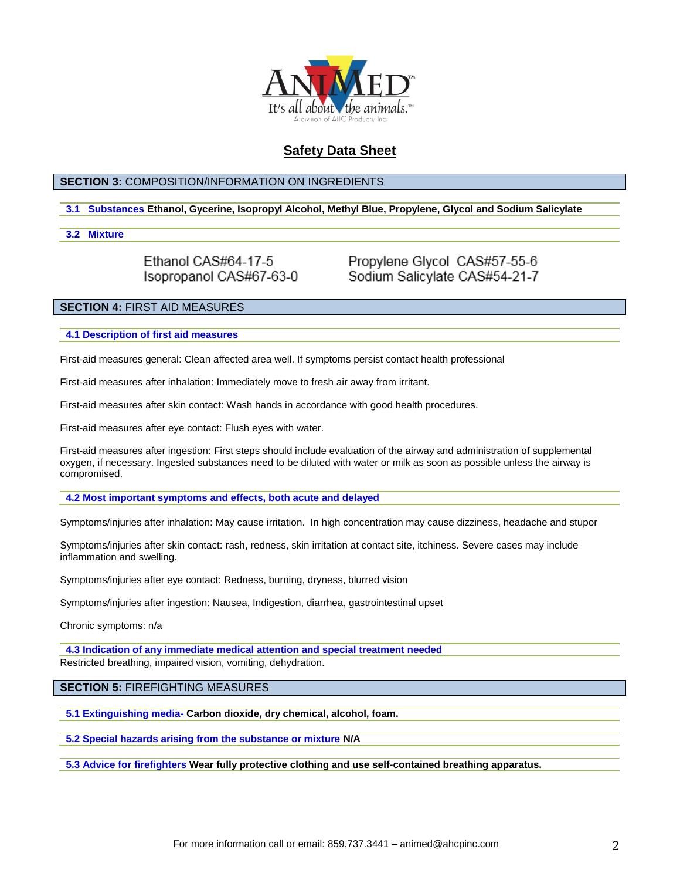# Safety Data Sheet

## SECTION 3: COMPOSITION/INFORMATION ON INGREDIENTS

**3.1 Substances** **Ethanol, Gycerine, Isopropyl Alcohol, Methyl Blue, Propylene, Glycol and Sodium Salicylate**

**3.2 Mixture**

Ethanol CAS#64-17-5
Isopropanol CAS#67-63-0
Propylene Glycol CAS#57-55-6
Sodium Salicylate CAS#54-21-7

## SECTION 4: FIRST AID MEASURES

**4.1 Description of first aid measures**

First-aid measures general: Clean affected area well. If symptoms persist contact health professional

First-aid measures after inhalation: Immediately move to fresh air away from irritant.

First-aid measures after skin contact: Wash hands in accordance with good health procedures.

First-aid measures after eye contact: Flush eyes with water.

First-aid measures after ingestion: First steps should include evaluation of the airway and administration of supplemental oxygen, if necessary. Ingested substances need to be diluted with water or milk as soon as possible unless the airway is compromised.

**4.2 Most important symptoms and effects, both acute and delayed**

Symptoms/injuries after inhalation: May cause irritation. In high concentration may cause dizziness, headache and stupor

Symptoms/injuries after skin contact: rash, redness, skin irritation at contact site, itchiness. Severe cases may include inflammation and swelling.

Symptoms/injuries after eye contact: Redness, burning, dryness, blurred vision

Symptoms/injuries after ingestion: Nausea, Indigestion, diarrhea, gastrointestinal upset

Chronic symptoms: n/a

**4.3 Indication of any immediate medical attention and special treatment needed**

Restricted breathing, impaired vision, vomiting, dehydration.

## SECTION 5: FIREFIGHTING MEASURES

**5.1 Extinguishing media-** **Carbon dioxide, dry chemical, alcohol, foam.**

**5.2 Special hazards arising from the substance or mixture** **N/A**

**5.3 Advice for firefighters** **Wear fully protective clothing and use self-contained breathing apparatus.**

For more information call or email: 859.737.3441 – animed@ahcpinc.com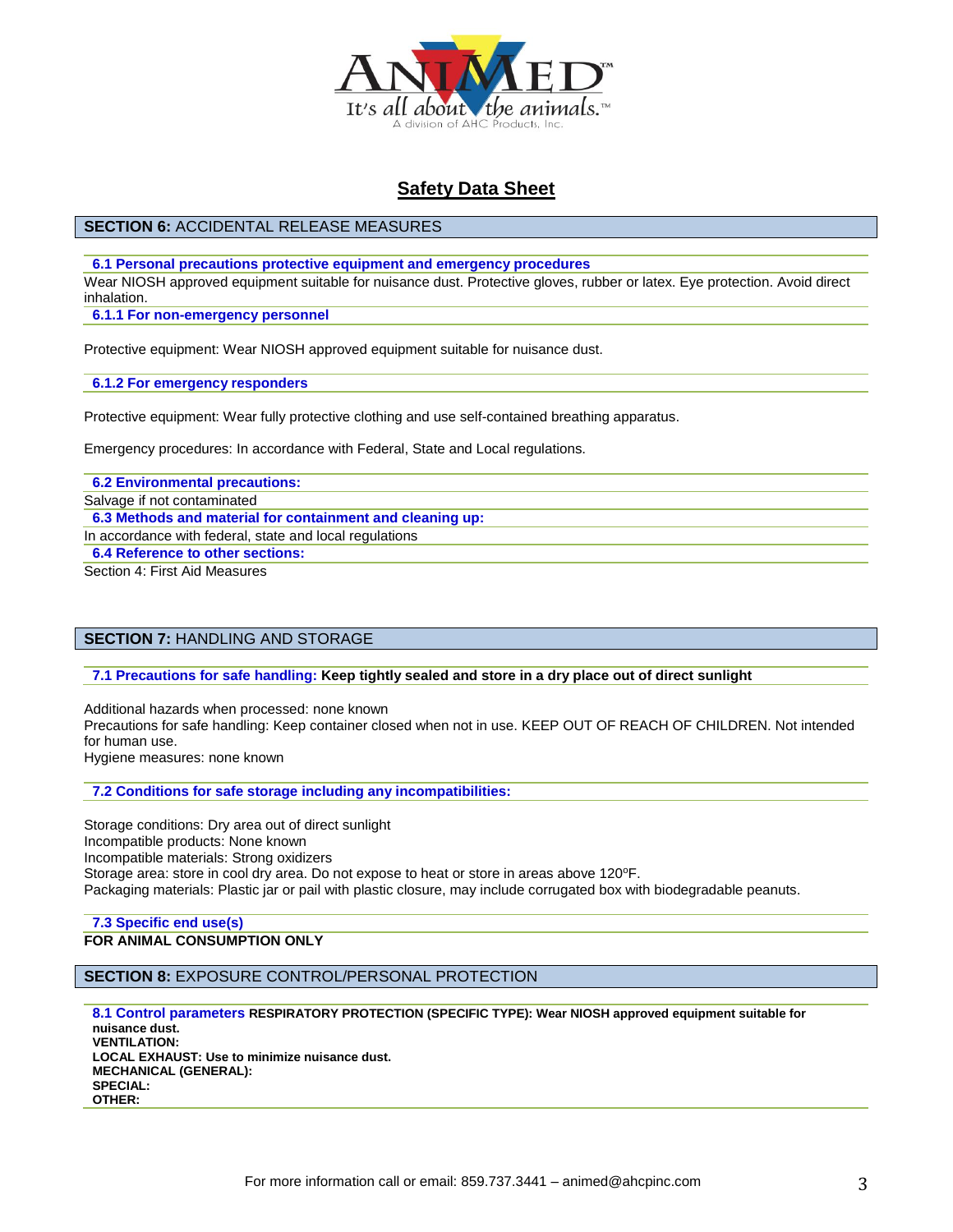# Safety Data Sheet

## SECTION 6: ACCIDENTAL RELEASE MEASURES

### 6.1 Personal precautions protective equipment and emergency procedures

Wear NIOSH approved equipment suitable for nuisance dust. Protective gloves, rubber or latex. Eye protection. Avoid direct inhalation.

### 6.1.1 For non-emergency personnel

Protective equipment: Wear NIOSH approved equipment suitable for nuisance dust.

### 6.1.2 For emergency responders

Protective equipment: Wear fully protective clothing and use self-contained breathing apparatus.

Emergency procedures: In accordance with Federal, State and Local regulations.

### 6.2 Environmental precautions:

Salvage if not contaminated

### 6.3 Methods and material for containment and cleaning up:

In accordance with federal, state and local regulations

### 6.4 Reference to other sections:

Section 4: First Aid Measures

## SECTION 7: HANDLING AND STORAGE

### 7.1 Precautions for safe handling: **Keep tightly sealed and store in a dry place out of direct sunlight**

Additional hazards when processed: none known
Precautions for safe handling: Keep container closed when not in use. KEEP OUT OF REACH OF CHILDREN. Not intended for human use.
Hygiene measures: none known

### 7.2 Conditions for safe storage including any incompatibilities:

Storage conditions: Dry area out of direct sunlight
Incompatible products: None known
Incompatible materials: Strong oxidizers
Storage area: store in cool dry area. Do not expose to heat or store in areas above 120ºF.
Packaging materials: Plastic jar or pail with plastic closure, may include corrugated box with biodegradable peanuts.

### 7.3 Specific end use(s)

**FOR ANIMAL CONSUMPTION ONLY**

## SECTION 8: EXPOSURE CONTROL/PERSONAL PROTECTION

### 8.1 Control parameters **RESPIRATORY PROTECTION (SPECIFIC TYPE): Wear NIOSH approved equipment suitable for nuisance dust.**

**VENTILATION:**
**LOCAL EXHAUST: Use to minimize nuisance dust.**
**MECHANICAL (GENERAL):**
**SPECIAL:**
**OTHER:**

For more information call or email: 859.737.3441 – animed@ahcpinc.com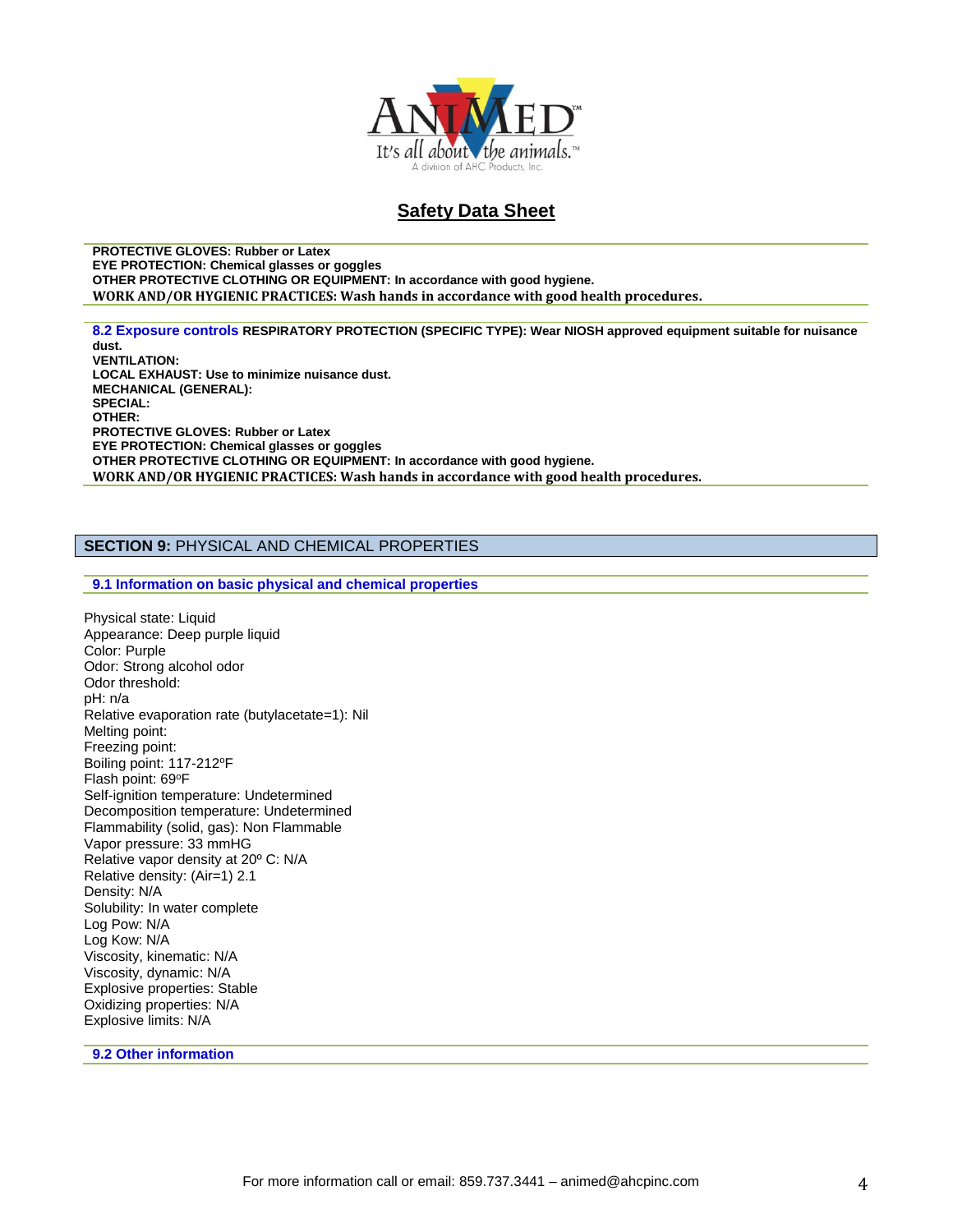**PROTECTIVE GLOVES: Rubber or Latex**
**EYE PROTECTION: Chemical glasses or goggles**
**OTHER PROTECTIVE CLOTHING OR EQUIPMENT: In accordance with good hygiene.**
**WORK AND/OR HYGIENIC PRACTICES: Wash hands in accordance with good health procedures.**

**8.2 Exposure controls** **RESPIRATORY PROTECTION (SPECIFIC TYPE): Wear NIOSH approved equipment suitable for nuisance dust.**
**VENTILATION:**
**LOCAL EXHAUST: Use to minimize nuisance dust.**
**MECHANICAL (GENERAL):**
**SPECIAL:**
**OTHER:**
**PROTECTIVE GLOVES: Rubber or Latex**
**EYE PROTECTION: Chemical glasses or goggles**
**OTHER PROTECTIVE CLOTHING OR EQUIPMENT: In accordance with good hygiene.**
**WORK AND/OR HYGIENIC PRACTICES: Wash hands in accordance with good health procedures.**

## SECTION 9: PHYSICAL AND CHEMICAL PROPERTIES

### 9.1 Information on basic physical and chemical properties

Physical state: Liquid
Appearance: Deep purple liquid
Color: Purple
Odor: Strong alcohol odor
Odor threshold:
pH: n/a
Relative evaporation rate (butylacetate=1): Nil
Melting point:
Freezing point:
Boiling point: 117-212ºF
Flash point: 69ºF
Self-ignition temperature: Undetermined
Decomposition temperature: Undetermined
Flammability (solid, gas): Non Flammable
Vapor pressure: 33 mmHG
Relative vapor density at 20º C: N/A
Relative density: (Air=1) 2.1
Density: N/A
Solubility: In water complete
Log Pow: N/A
Log Kow: N/A
Viscosity, kinematic: N/A
Viscosity, dynamic: N/A
Explosive properties: Stable
Oxidizing properties: N/A
Explosive limits: N/A

### 9.2 Other information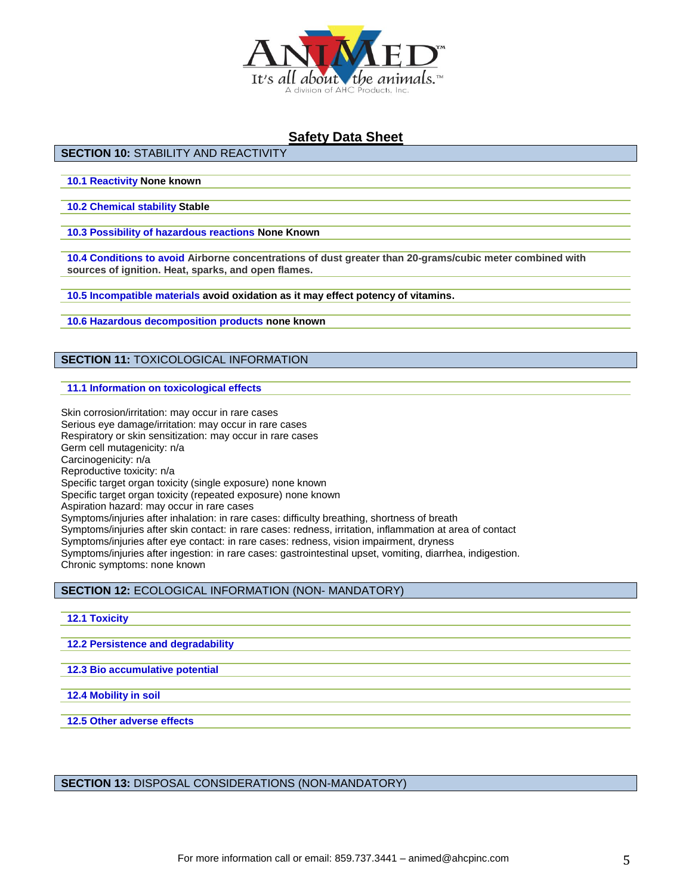## Safety Data Sheet

### SECTION 10: STABILITY AND REACTIVITY

**10.1 Reactivity** **None known**

**10.2 Chemical stability** **Stable**

**10.3 Possibility of hazardous reactions** **None Known**

**10.4 Conditions to avoid** **Airborne concentrations of dust greater than 20-grams/cubic meter combined with sources of ignition. Heat, sparks, and open flames.**

**10.5 Incompatible materials** **avoid oxidation as it may effect potency of vitamins.**

**10.6 Hazardous decomposition products** **none known**

### SECTION 11: TOXICOLOGICAL INFORMATION

**11.1 Information on toxicological effects**

Skin corrosion/irritation: may occur in rare cases
Serious eye damage/irritation: may occur in rare cases
Respiratory or skin sensitization: may occur in rare cases
Germ cell mutagenicity: n/a
Carcinogenicity: n/a
Reproductive toxicity: n/a
Specific target organ toxicity (single exposure) none known
Specific target organ toxicity (repeated exposure) none known
Aspiration hazard: may occur in rare cases
Symptoms/injuries after inhalation: in rare cases: difficulty breathing, shortness of breath
Symptoms/injuries after skin contact: in rare cases: redness, irritation, inflammation at area of contact
Symptoms/injuries after eye contact: in rare cases: redness, vision impairment, dryness
Symptoms/injuries after ingestion: in rare cases: gastrointestinal upset, vomiting, diarrhea, indigestion.
Chronic symptoms: none known

### SECTION 12: ECOLOGICAL INFORMATION (NON- MANDATORY)

**12.1 Toxicity**

**12.2 Persistence and degradability**

**12.3 Bio accumulative potential**

**12.4 Mobility in soil**

**12.5 Other adverse effects**

### SECTION 13: DISPOSAL CONSIDERATIONS (NON-MANDATORY)

For more information call or email: 859.737.3441 – animed@ahcpinc.com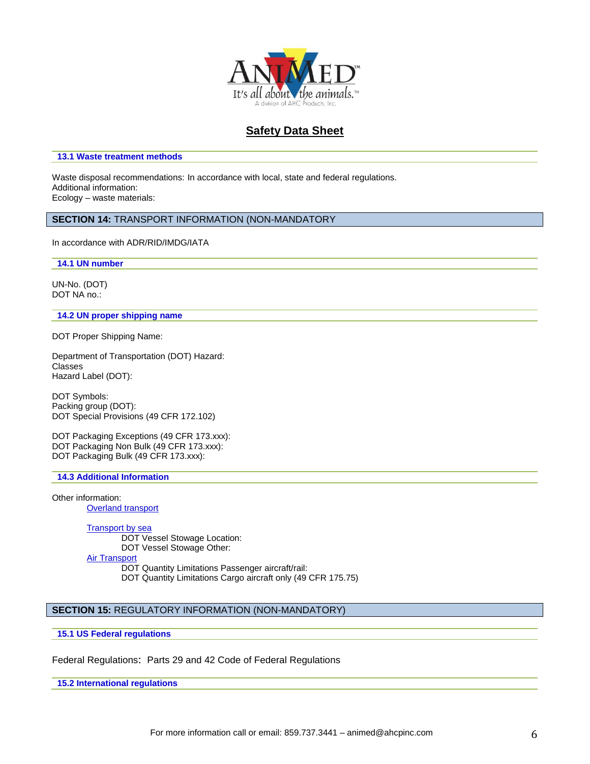## Safety Data Sheet

### 13.1 Waste treatment methods

Waste disposal recommendations: In accordance with local, state and federal regulations.
Additional information:
Ecology – waste materials:

## SECTION 14: TRANSPORT INFORMATION (NON-MANDATORY

In accordance with ADR/RID/IMDG/IATA

### 14.1 UN number

UN-No. (DOT)
DOT NA no.:

### 14.2 UN proper shipping name

DOT Proper Shipping Name:

Department of Transportation (DOT) Hazard:
Classes
Hazard Label (DOT):

DOT Symbols:
Packing group (DOT):
DOT Special Provisions (49 CFR 172.102)

DOT Packaging Exceptions (49 CFR 173.xxx):
DOT Packaging Non Bulk (49 CFR 173.xxx):
DOT Packaging Bulk (49 CFR 173.xxx):

### 14.3 Additional Information

Other information:

Overland transport

Transport by sea
- DOT Vessel Stowage Location:
- DOT Vessel Stowage Other:

Air Transport
- DOT Quantity Limitations Passenger aircraft/rail:
- DOT Quantity Limitations Cargo aircraft only (49 CFR 175.75)

## SECTION 15: REGULATORY INFORMATION (NON-MANDATORY)

### 15.1 US Federal regulations

Federal Regulations: Parts 29 and 42 Code of Federal Regulations

### 15.2 International regulations

For more information call or email: 859.737.3441 – animed@ahcpinc.com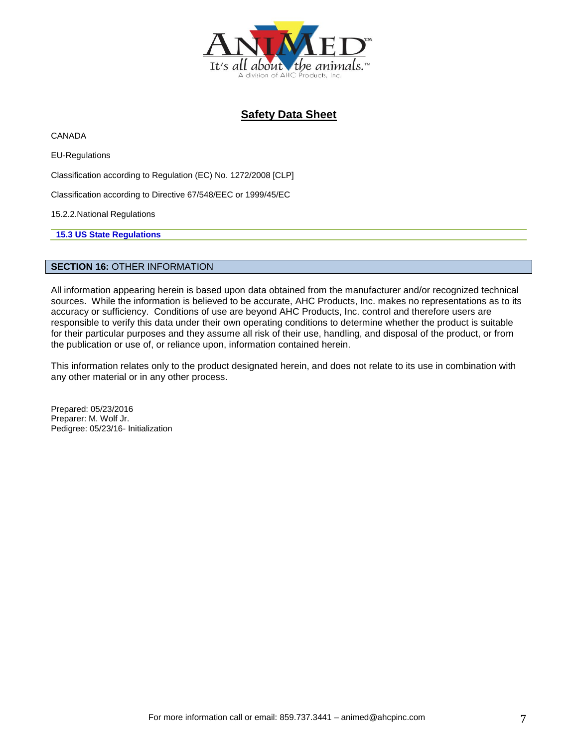# Safety Data Sheet

CANADA

EU-Regulations

Classification according to Regulation (EC) No. 1272/2008 [CLP]

Classification according to Directive 67/548/EEC or 1999/45/EC

15.2.2.National Regulations

**15.3 US State Regulations**

## SECTION 16: OTHER INFORMATION

All information appearing herein is based upon data obtained from the manufacturer and/or recognized technical sources. While the information is believed to be accurate, AHC Products, Inc. makes no representations as to its accuracy or sufficiency. Conditions of use are beyond AHC Products, Inc. control and therefore users are responsible to verify this data under their own operating conditions to determine whether the product is suitable for their particular purposes and they assume all risk of their use, handling, and disposal of the product, or from the publication or use of, or reliance upon, information contained herein.

This information relates only to the product designated herein, and does not relate to its use in combination with any other material or in any other process.

Prepared: 05/23/2016
Preparer: M. Wolf Jr.
Pedigree: 05/23/16- Initialization

For more information call or email: 859.737.3441 – animed@ahcpinc.com